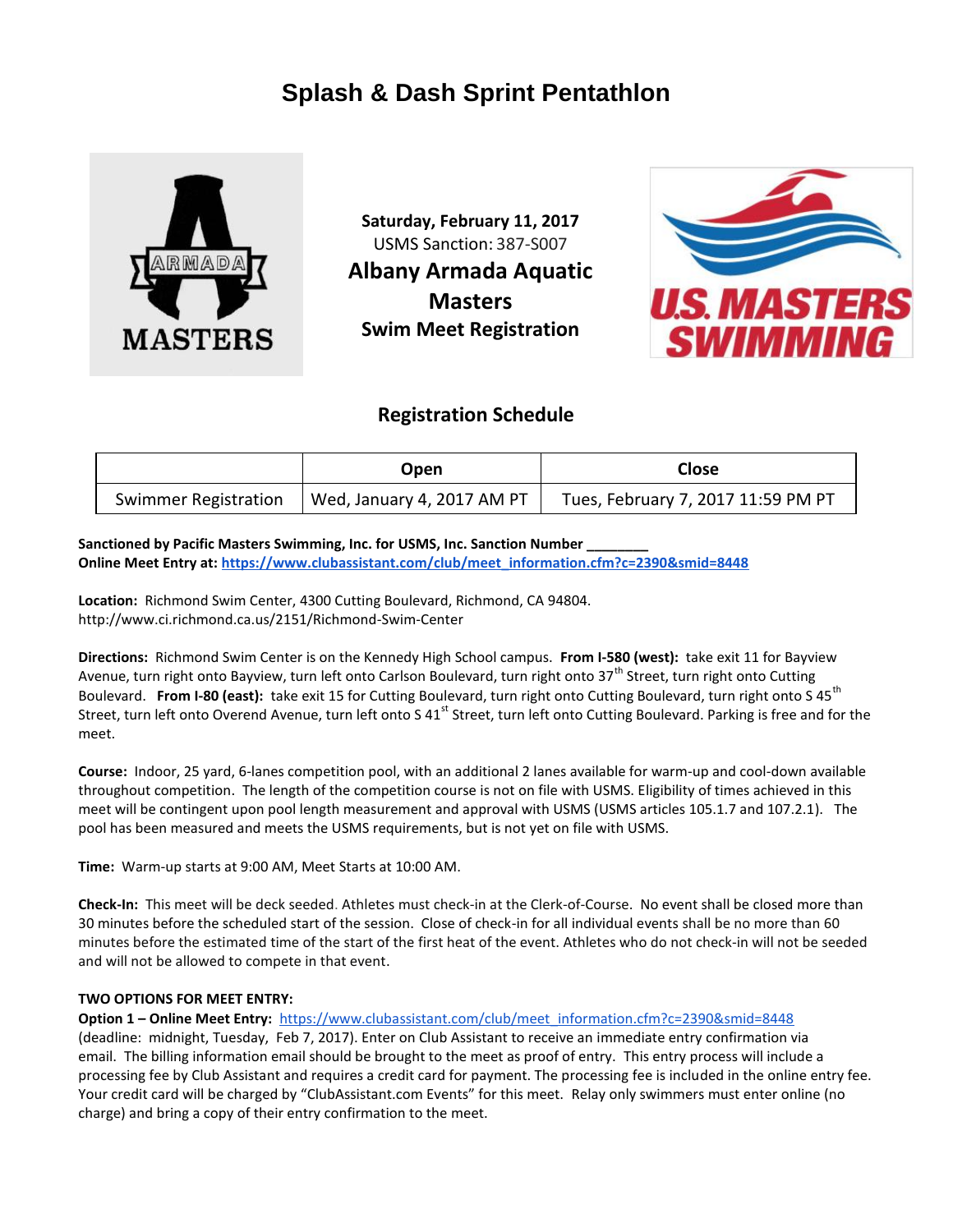# Splash & Dash Sprint Pentathlon

**Saturday, February 11, 2017**
USMS Sanction: 387-S007
**Albany Armada Aquatic Masters**
**Swim Meet Registration**

## Registration Schedule

| | Open | Close |
|---|---|---|
| Swimmer Registration | Wed, January 4, 2017 AM PT | Tues, February 7, 2017 11:59 PM PT |

**Sanctioned by Pacific Masters Swimming, Inc. for USMS, Inc. Sanction Number ________**
**Online Meet Entry at: https://www.clubassistant.com/club/meet_information.cfm?c=2390&smid=8448**

**Location:** Richmond Swim Center, 4300 Cutting Boulevard, Richmond, CA 94804.
http://www.ci.richmond.ca.us/2151/Richmond-Swim-Center

**Directions:** Richmond Swim Center is on the Kennedy High School campus. **From I-580 (west):** take exit 11 for Bayview Avenue, turn right onto Bayview, turn left onto Carlson Boulevard, turn right onto 37th Street, turn right onto Cutting Boulevard. **From I-80 (east):** take exit 15 for Cutting Boulevard, turn right onto Cutting Boulevard, turn right onto S 45th Street, turn left onto Overend Avenue, turn left onto S 41st Street, turn left onto Cutting Boulevard. Parking is free and for the meet.

**Course:** Indoor, 25 yard, 6-lanes competition pool, with an additional 2 lanes available for warm-up and cool-down available throughout competition. The length of the competition course is not on file with USMS. Eligibility of times achieved in this meet will be contingent upon pool length measurement and approval with USMS (USMS articles 105.1.7 and 107.2.1). The pool has been measured and meets the USMS requirements, but is not yet on file with USMS.

**Time:** Warm-up starts at 9:00 AM, Meet Starts at 10:00 AM.

**Check-In:** This meet will be deck seeded. Athletes must check-in at the Clerk-of-Course. No event shall be closed more than 30 minutes before the scheduled start of the session. Close of check-in for all individual events shall be no more than 60 minutes before the estimated time of the start of the first heat of the event. Athletes who do not check-in will not be seeded and will not be allowed to compete in that event.

**TWO OPTIONS FOR MEET ENTRY:**
**Option 1 – Online Meet Entry:** https://www.clubassistant.com/club/meet_information.cfm?c=2390&smid=8448 (deadline: midnight, Tuesday, Feb 7, 2017). Enter on Club Assistant to receive an immediate entry confirmation via email. The billing information email should be brought to the meet as proof of entry. This entry process will include a processing fee by Club Assistant and requires a credit card for payment. The processing fee is included in the online entry fee. Your credit card will be charged by "ClubAssistant.com Events" for this meet. Relay only swimmers must enter online (no charge) and bring a copy of their entry confirmation to the meet.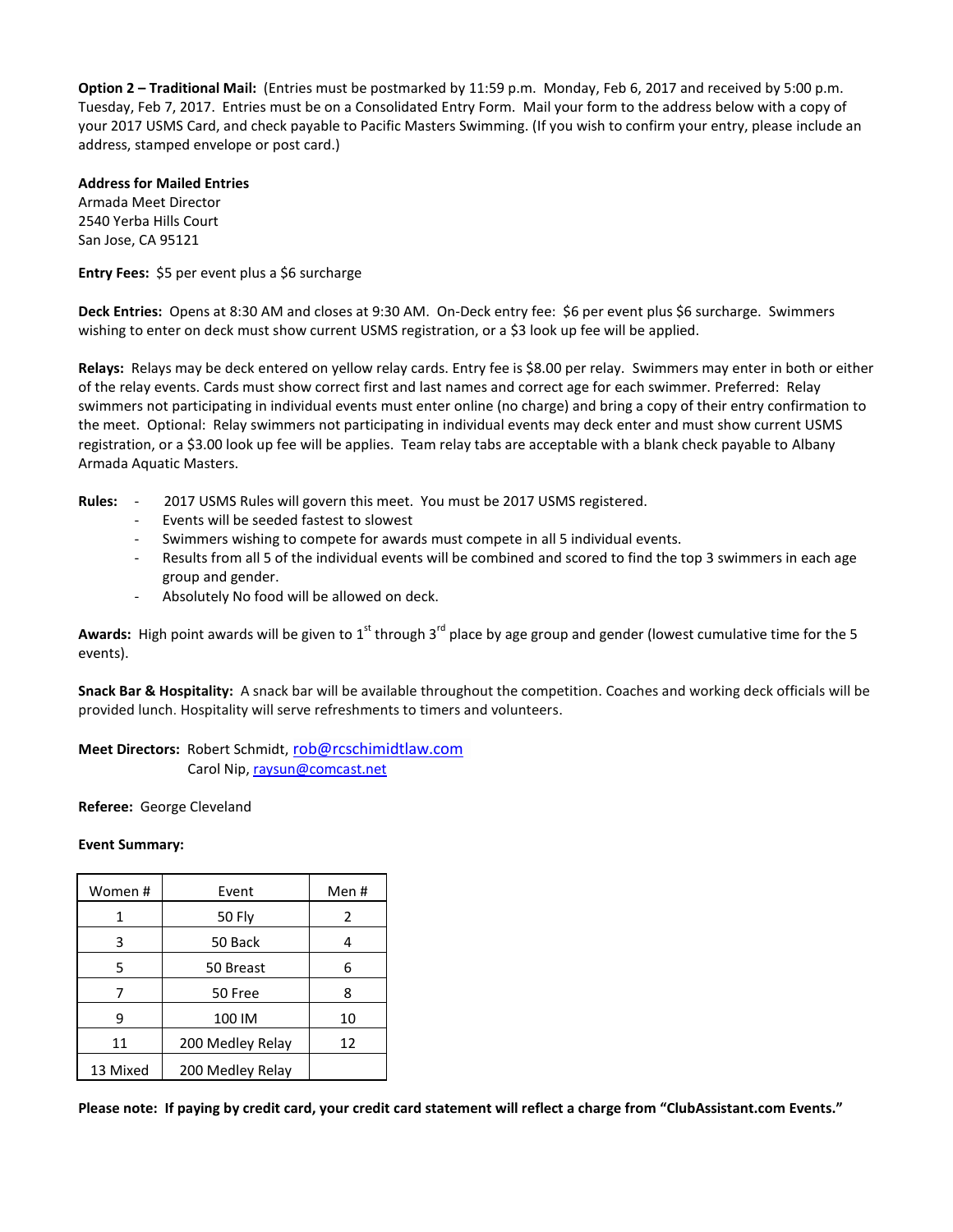**Option 2 – Traditional Mail:** (Entries must be postmarked by 11:59 p.m. Monday, Feb 6, 2017 and received by 5:00 p.m. Tuesday, Feb 7, 2017. Entries must be on a Consolidated Entry Form. Mail your form to the address below with a copy of your 2017 USMS Card, and check payable to Pacific Masters Swimming. (If you wish to confirm your entry, please include an address, stamped envelope or post card.)

**Address for Mailed Entries**
Armada Meet Director
2540 Yerba Hills Court
San Jose, CA 95121

**Entry Fees:** $5 per event plus a $6 surcharge

**Deck Entries:** Opens at 8:30 AM and closes at 9:30 AM. On-Deck entry fee: $6 per event plus $6 surcharge. Swimmers wishing to enter on deck must show current USMS registration, or a $3 look up fee will be applied.

**Relays:** Relays may be deck entered on yellow relay cards. Entry fee is $8.00 per relay. Swimmers may enter in both or either of the relay events. Cards must show correct first and last names and correct age for each swimmer. Preferred: Relay swimmers not participating in individual events must enter online (no charge) and bring a copy of their entry confirmation to the meet. Optional: Relay swimmers not participating in individual events may deck enter and must show current USMS registration, or a $3.00 look up fee will be applies. Team relay tabs are acceptable with a blank check payable to Albany Armada Aquatic Masters.

**Rules:**
- 2017 USMS Rules will govern this meet. You must be 2017 USMS registered.
- Events will be seeded fastest to slowest
- Swimmers wishing to compete for awards must compete in all 5 individual events.
- Results from all 5 of the individual events will be combined and scored to find the top 3 swimmers in each age group and gender.
- Absolutely No food will be allowed on deck.

**Awards:** High point awards will be given to 1st through 3rd place by age group and gender (lowest cumulative time for the 5 events).

**Snack Bar & Hospitality:** A snack bar will be available throughout the competition. Coaches and working deck officials will be provided lunch. Hospitality will serve refreshments to timers and volunteers.

**Meet Directors:** Robert Schmidt, rob@rcschimidtlaw.com
Carol Nip, raysun@comcast.net

**Referee:** George Cleveland

**Event Summary:**

| Women # | Event | Men # |
|---|---|---|
| 1 | 50 Fly | 2 |
| 3 | 50 Back | 4 |
| 5 | 50 Breast | 6 |
| 7 | 50 Free | 8 |
| 9 | 100 IM | 10 |
| 11 | 200 Medley Relay | 12 |
| 13 Mixed | 200 Medley Relay | |

**Please note: If paying by credit card, your credit card statement will reflect a charge from "ClubAssistant.com Events."**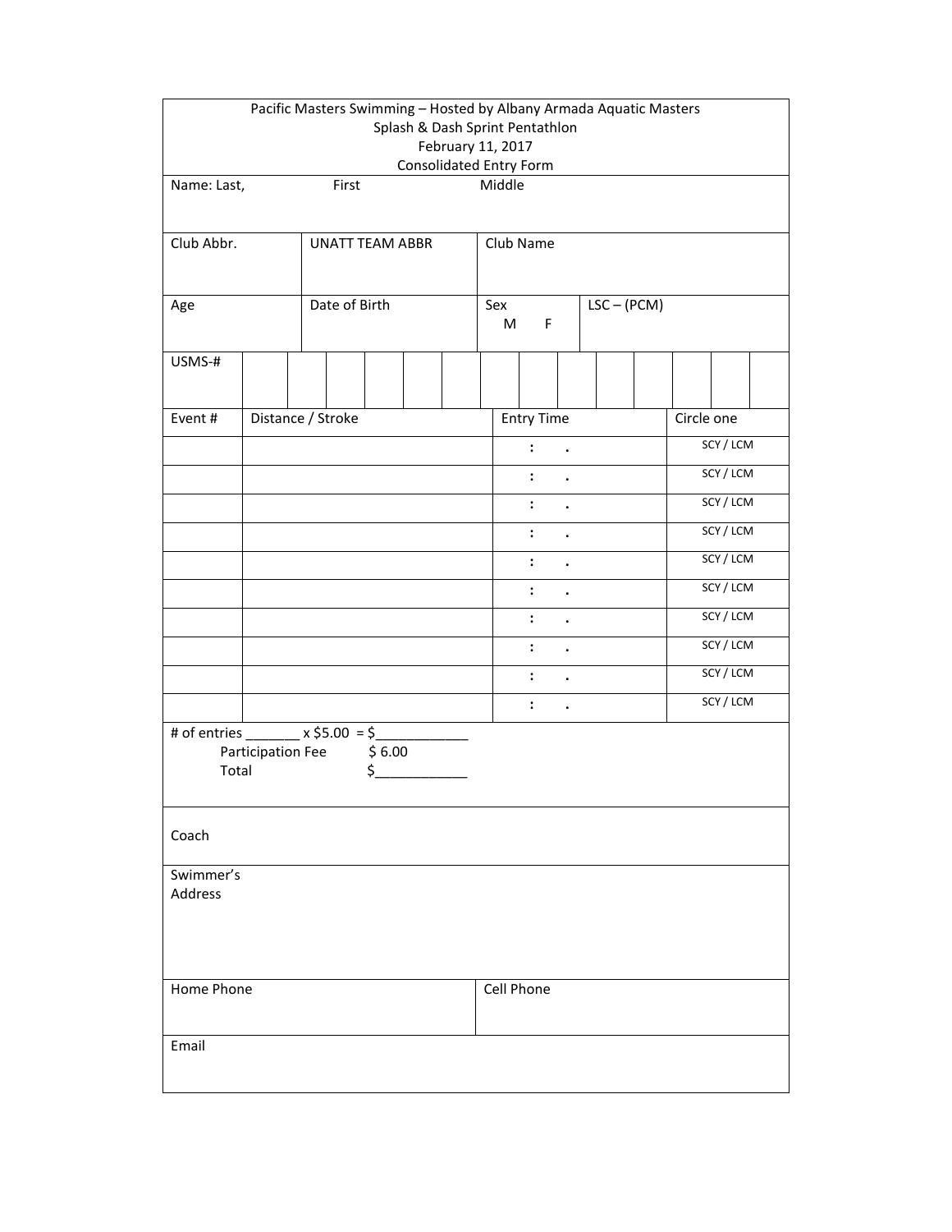Pacific Masters Swimming – Hosted by Albany Armada Aquatic Masters
Splash & Dash Sprint Pentathlon
February 11, 2017
Consolidated Entry Form

Name: Last, First Middle

| Club Abbr. | UNATT TEAM ABBR | Club Name | |
|---|---|---|---|
| **Age** | **Date of Birth** | **Sex** M F | **LSC – (PCM)** |

USMS-#

| Event # | Distance / Stroke | Entry Time | Circle one |
|---|---|---|---|
| | | : . | SCY / LCM |
| | | : . | SCY / LCM |
| | | : . | SCY / LCM |
| | | : . | SCY / LCM |
| | | : . | SCY / LCM |
| | | : . | SCY / LCM |
| | | : . | SCY / LCM |
| | | : . | SCY / LCM |
| | | : . | SCY / LCM |
| | | : . | SCY / LCM |

# of entries _______ x $5.00 = $____________
Participation Fee $ 6.00
Total $____________

Coach

Swimmer's Address

| Home Phone | Cell Phone |
|---|---|

Email